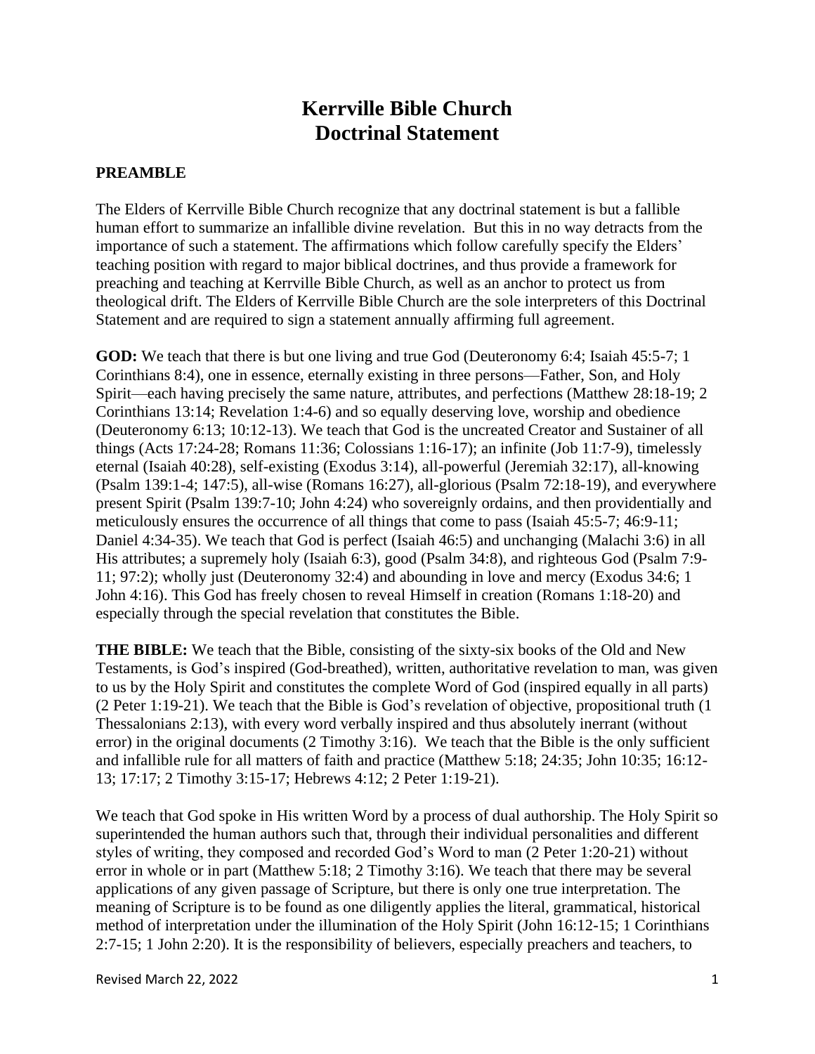# Kerrville Bible Church Doctrinal Statement

**PREAMBLE**

The Elders of Kerrville Bible Church recognize that any doctrinal statement is but a fallible human effort to summarize an infallible divine revelation. But this in no way detracts from the importance of such a statement. The affirmations which follow carefully specify the Elders' teaching position with regard to major biblical doctrines, and thus provide a framework for preaching and teaching at Kerrville Bible Church, as well as an anchor to protect us from theological drift. The Elders of Kerrville Bible Church are the sole interpreters of this Doctrinal Statement and are required to sign a statement annually affirming full agreement.

**GOD:** We teach that there is but one living and true God (Deuteronomy 6:4; Isaiah 45:5-7; 1 Corinthians 8:4), one in essence, eternally existing in three persons—Father, Son, and Holy Spirit—each having precisely the same nature, attributes, and perfections (Matthew 28:18-19; 2 Corinthians 13:14; Revelation 1:4-6) and so equally deserving love, worship and obedience (Deuteronomy 6:13; 10:12-13). We teach that God is the uncreated Creator and Sustainer of all things (Acts 17:24-28; Romans 11:36; Colossians 1:16-17); an infinite (Job 11:7-9), timelessly eternal (Isaiah 40:28), self-existing (Exodus 3:14), all-powerful (Jeremiah 32:17), all-knowing (Psalm 139:1-4; 147:5), all-wise (Romans 16:27), all-glorious (Psalm 72:18-19), and everywhere present Spirit (Psalm 139:7-10; John 4:24) who sovereignly ordains, and then providentially and meticulously ensures the occurrence of all things that come to pass (Isaiah 45:5-7; 46:9-11; Daniel 4:34-35). We teach that God is perfect (Isaiah 46:5) and unchanging (Malachi 3:6) in all His attributes; a supremely holy (Isaiah 6:3), good (Psalm 34:8), and righteous God (Psalm 7:9-11; 97:2); wholly just (Deuteronomy 32:4) and abounding in love and mercy (Exodus 34:6; 1 John 4:16). This God has freely chosen to reveal Himself in creation (Romans 1:18-20) and especially through the special revelation that constitutes the Bible.

**THE BIBLE:** We teach that the Bible, consisting of the sixty-six books of the Old and New Testaments, is God's inspired (God-breathed), written, authoritative revelation to man, was given to us by the Holy Spirit and constitutes the complete Word of God (inspired equally in all parts) (2 Peter 1:19-21). We teach that the Bible is God's revelation of objective, propositional truth (1 Thessalonians 2:13), with every word verbally inspired and thus absolutely inerrant (without error) in the original documents (2 Timothy 3:16). We teach that the Bible is the only sufficient and infallible rule for all matters of faith and practice (Matthew 5:18; 24:35; John 10:35; 16:12-13; 17:17; 2 Timothy 3:15-17; Hebrews 4:12; 2 Peter 1:19-21).

We teach that God spoke in His written Word by a process of dual authorship. The Holy Spirit so superintended the human authors such that, through their individual personalities and different styles of writing, they composed and recorded God's Word to man (2 Peter 1:20-21) without error in whole or in part (Matthew 5:18; 2 Timothy 3:16). We teach that there may be several applications of any given passage of Scripture, but there is only one true interpretation. The meaning of Scripture is to be found as one diligently applies the literal, grammatical, historical method of interpretation under the illumination of the Holy Spirit (John 16:12-15; 1 Corinthians 2:7-15; 1 John 2:20). It is the responsibility of believers, especially preachers and teachers, to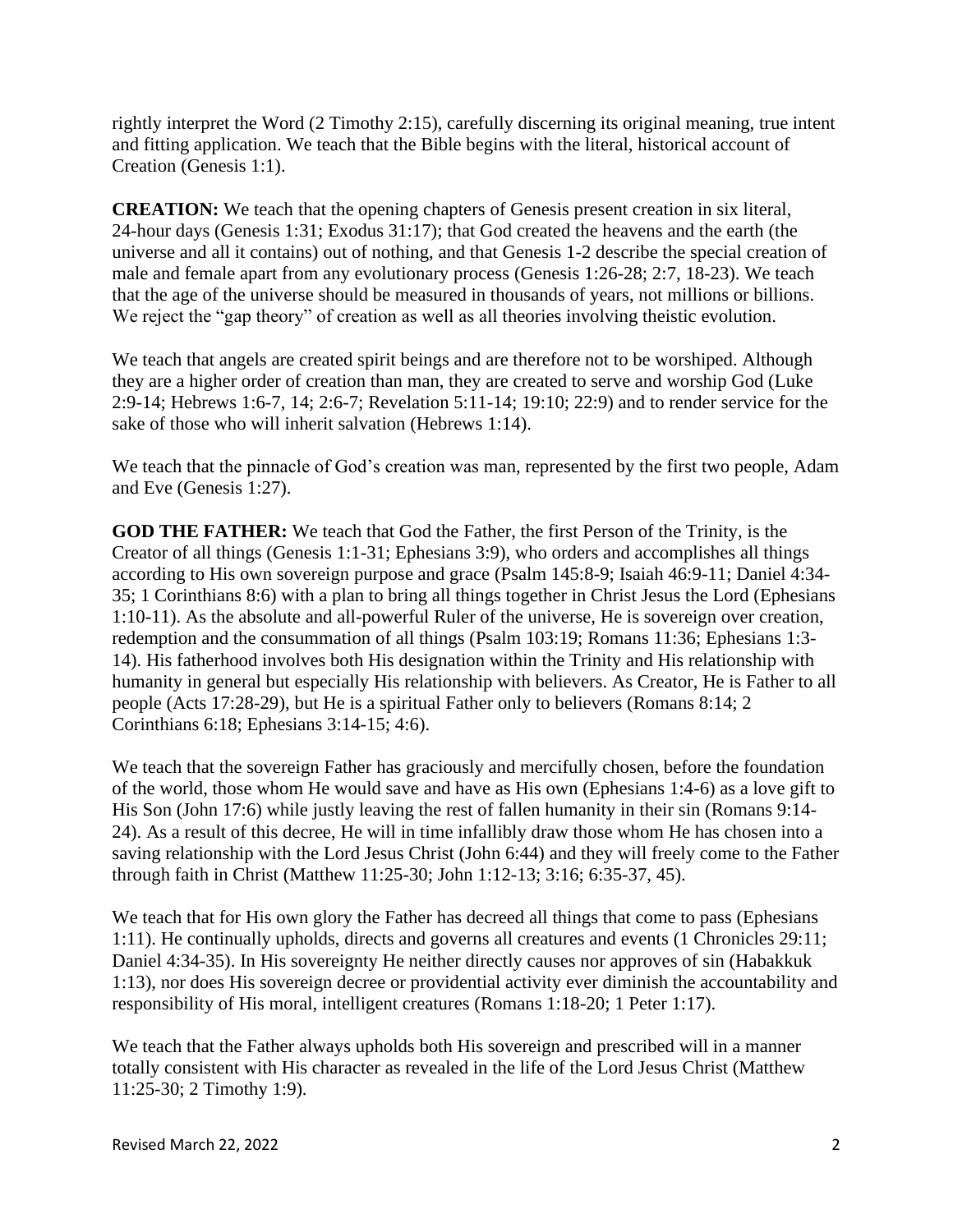rightly interpret the Word (2 Timothy 2:15), carefully discerning its original meaning, true intent and fitting application. We teach that the Bible begins with the literal, historical account of Creation (Genesis 1:1).

**CREATION:** We teach that the opening chapters of Genesis present creation in six literal, 24-hour days (Genesis 1:31; Exodus 31:17); that God created the heavens and the earth (the universe and all it contains) out of nothing, and that Genesis 1-2 describe the special creation of male and female apart from any evolutionary process (Genesis 1:26-28; 2:7, 18-23). We teach that the age of the universe should be measured in thousands of years, not millions or billions. We reject the "gap theory" of creation as well as all theories involving theistic evolution.

We teach that angels are created spirit beings and are therefore not to be worshiped. Although they are a higher order of creation than man, they are created to serve and worship God (Luke 2:9-14; Hebrews 1:6-7, 14; 2:6-7; Revelation 5:11-14; 19:10; 22:9) and to render service for the sake of those who will inherit salvation (Hebrews 1:14).

We teach that the pinnacle of God's creation was man, represented by the first two people, Adam and Eve (Genesis 1:27).

**GOD THE FATHER:** We teach that God the Father, the first Person of the Trinity, is the Creator of all things (Genesis 1:1-31; Ephesians 3:9), who orders and accomplishes all things according to His own sovereign purpose and grace (Psalm 145:8-9; Isaiah 46:9-11; Daniel 4:34-35; 1 Corinthians 8:6) with a plan to bring all things together in Christ Jesus the Lord (Ephesians 1:10-11). As the absolute and all-powerful Ruler of the universe, He is sovereign over creation, redemption and the consummation of all things (Psalm 103:19; Romans 11:36; Ephesians 1:3-14). His fatherhood involves both His designation within the Trinity and His relationship with humanity in general but especially His relationship with believers. As Creator, He is Father to all people (Acts 17:28-29), but He is a spiritual Father only to believers (Romans 8:14; 2 Corinthians 6:18; Ephesians 3:14-15; 4:6).

We teach that the sovereign Father has graciously and mercifully chosen, before the foundation of the world, those whom He would save and have as His own (Ephesians 1:4-6) as a love gift to His Son (John 17:6) while justly leaving the rest of fallen humanity in their sin (Romans 9:14-24). As a result of this decree, He will in time infallibly draw those whom He has chosen into a saving relationship with the Lord Jesus Christ (John 6:44) and they will freely come to the Father through faith in Christ (Matthew 11:25-30; John 1:12-13; 3:16; 6:35-37, 45).

We teach that for His own glory the Father has decreed all things that come to pass (Ephesians 1:11). He continually upholds, directs and governs all creatures and events (1 Chronicles 29:11; Daniel 4:34-35). In His sovereignty He neither directly causes nor approves of sin (Habakkuk 1:13), nor does His sovereign decree or providential activity ever diminish the accountability and responsibility of His moral, intelligent creatures (Romans 1:18-20; 1 Peter 1:17).

We teach that the Father always upholds both His sovereign and prescribed will in a manner totally consistent with His character as revealed in the life of the Lord Jesus Christ (Matthew 11:25-30; 2 Timothy 1:9).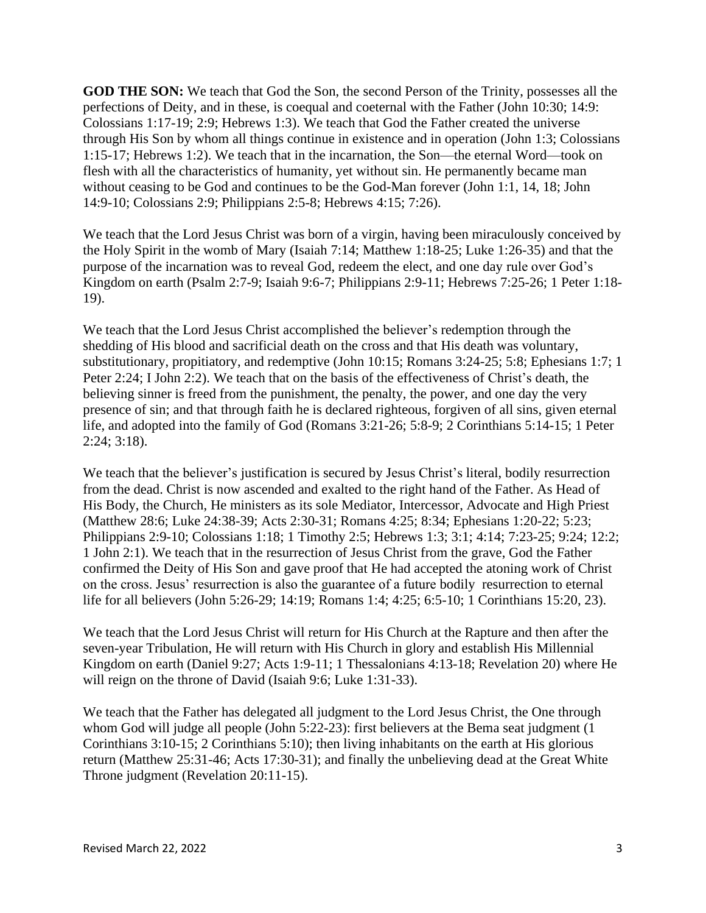**GOD THE SON:** We teach that God the Son, the second Person of the Trinity, possesses all the perfections of Deity, and in these, is coequal and coeternal with the Father (John 10:30; 14:9: Colossians 1:17-19; 2:9; Hebrews 1:3). We teach that God the Father created the universe through His Son by whom all things continue in existence and in operation (John 1:3; Colossians 1:15-17; Hebrews 1:2). We teach that in the incarnation, the Son—the eternal Word—took on flesh with all the characteristics of humanity, yet without sin. He permanently became man without ceasing to be God and continues to be the God-Man forever (John 1:1, 14, 18; John 14:9-10; Colossians 2:9; Philippians 2:5-8; Hebrews 4:15; 7:26).

We teach that the Lord Jesus Christ was born of a virgin, having been miraculously conceived by the Holy Spirit in the womb of Mary (Isaiah 7:14; Matthew 1:18-25; Luke 1:26-35) and that the purpose of the incarnation was to reveal God, redeem the elect, and one day rule over God's Kingdom on earth (Psalm 2:7-9; Isaiah 9:6-7; Philippians 2:9-11; Hebrews 7:25-26; 1 Peter 1:18-19).

We teach that the Lord Jesus Christ accomplished the believer's redemption through the shedding of His blood and sacrificial death on the cross and that His death was voluntary, substitutionary, propitiatory, and redemptive (John 10:15; Romans 3:24-25; 5:8; Ephesians 1:7; 1 Peter 2:24; I John 2:2). We teach that on the basis of the effectiveness of Christ's death, the believing sinner is freed from the punishment, the penalty, the power, and one day the very presence of sin; and that through faith he is declared righteous, forgiven of all sins, given eternal life, and adopted into the family of God (Romans 3:21-26; 5:8-9; 2 Corinthians 5:14-15; 1 Peter 2:24; 3:18).

We teach that the believer's justification is secured by Jesus Christ's literal, bodily resurrection from the dead. Christ is now ascended and exalted to the right hand of the Father. As Head of His Body, the Church, He ministers as its sole Mediator, Intercessor, Advocate and High Priest (Matthew 28:6; Luke 24:38-39; Acts 2:30-31; Romans 4:25; 8:34; Ephesians 1:20-22; 5:23; Philippians 2:9-10; Colossians 1:18; 1 Timothy 2:5; Hebrews 1:3; 3:1; 4:14; 7:23-25; 9:24; 12:2; 1 John 2:1). We teach that in the resurrection of Jesus Christ from the grave, God the Father confirmed the Deity of His Son and gave proof that He had accepted the atoning work of Christ on the cross. Jesus' resurrection is also the guarantee of a future bodily resurrection to eternal life for all believers (John 5:26-29; 14:19; Romans 1:4; 4:25; 6:5-10; 1 Corinthians 15:20, 23).

We teach that the Lord Jesus Christ will return for His Church at the Rapture and then after the seven-year Tribulation, He will return with His Church in glory and establish His Millennial Kingdom on earth (Daniel 9:27; Acts 1:9-11; 1 Thessalonians 4:13-18; Revelation 20) where He will reign on the throne of David (Isaiah 9:6; Luke 1:31-33).

We teach that the Father has delegated all judgment to the Lord Jesus Christ, the One through whom God will judge all people (John 5:22-23): first believers at the Bema seat judgment (1 Corinthians 3:10-15; 2 Corinthians 5:10); then living inhabitants on the earth at His glorious return (Matthew 25:31-46; Acts 17:30-31); and finally the unbelieving dead at the Great White Throne judgment (Revelation 20:11-15).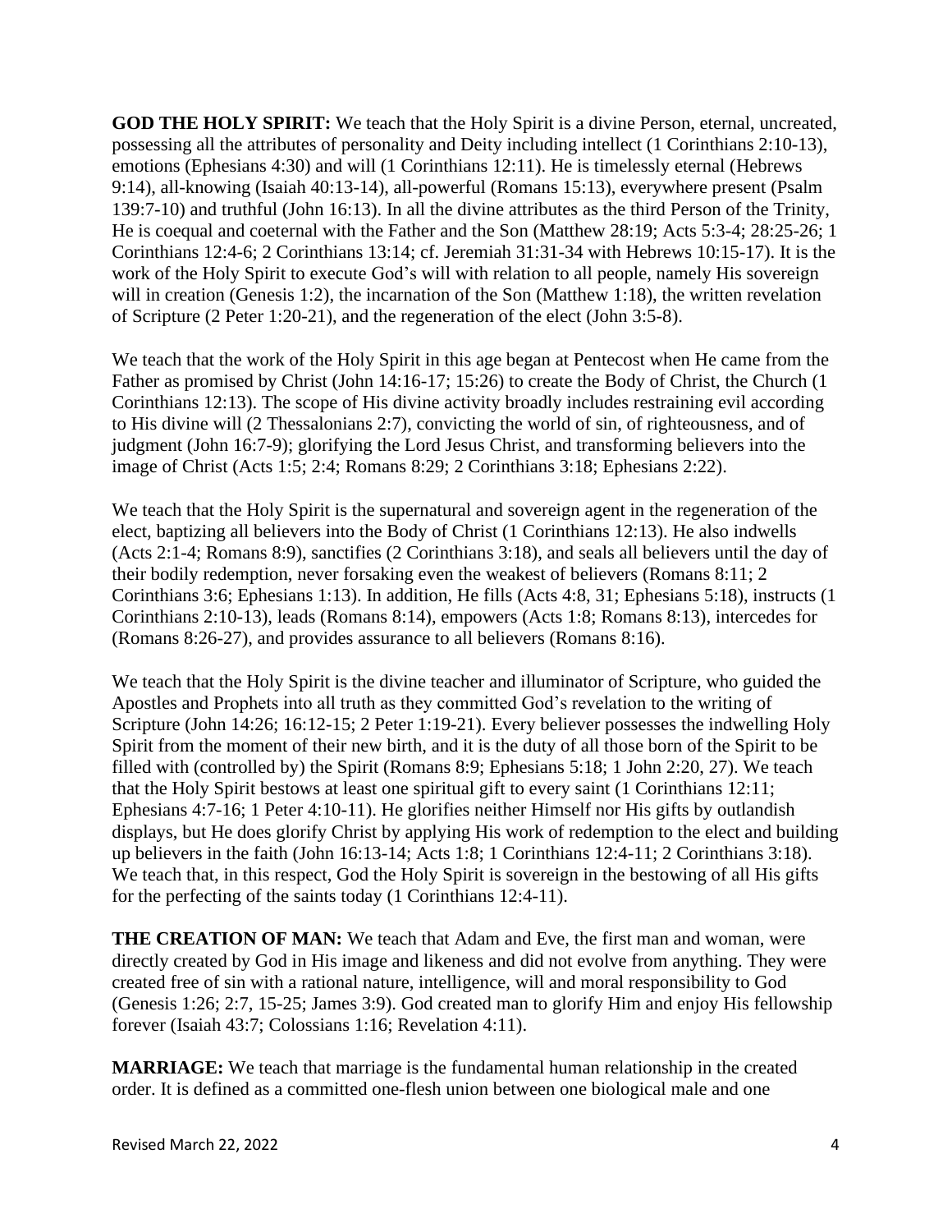**GOD THE HOLY SPIRIT:** We teach that the Holy Spirit is a divine Person, eternal, uncreated, possessing all the attributes of personality and Deity including intellect (1 Corinthians 2:10-13), emotions (Ephesians 4:30) and will (1 Corinthians 12:11). He is timelessly eternal (Hebrews 9:14), all-knowing (Isaiah 40:13-14), all-powerful (Romans 15:13), everywhere present (Psalm 139:7-10) and truthful (John 16:13). In all the divine attributes as the third Person of the Trinity, He is coequal and coeternal with the Father and the Son (Matthew 28:19; Acts 5:3-4; 28:25-26; 1 Corinthians 12:4-6; 2 Corinthians 13:14; cf. Jeremiah 31:31-34 with Hebrews 10:15-17). It is the work of the Holy Spirit to execute God's will with relation to all people, namely His sovereign will in creation (Genesis 1:2), the incarnation of the Son (Matthew 1:18), the written revelation of Scripture (2 Peter 1:20-21), and the regeneration of the elect (John 3:5-8).

We teach that the work of the Holy Spirit in this age began at Pentecost when He came from the Father as promised by Christ (John 14:16-17; 15:26) to create the Body of Christ, the Church (1 Corinthians 12:13). The scope of His divine activity broadly includes restraining evil according to His divine will (2 Thessalonians 2:7), convicting the world of sin, of righteousness, and of judgment (John 16:7-9); glorifying the Lord Jesus Christ, and transforming believers into the image of Christ (Acts 1:5; 2:4; Romans 8:29; 2 Corinthians 3:18; Ephesians 2:22).

We teach that the Holy Spirit is the supernatural and sovereign agent in the regeneration of the elect, baptizing all believers into the Body of Christ (1 Corinthians 12:13). He also indwells (Acts 2:1-4; Romans 8:9), sanctifies (2 Corinthians 3:18), and seals all believers until the day of their bodily redemption, never forsaking even the weakest of believers (Romans 8:11; 2 Corinthians 3:6; Ephesians 1:13). In addition, He fills (Acts 4:8, 31; Ephesians 5:18), instructs (1 Corinthians 2:10-13), leads (Romans 8:14), empowers (Acts 1:8; Romans 8:13), intercedes for (Romans 8:26-27), and provides assurance to all believers (Romans 8:16).

We teach that the Holy Spirit is the divine teacher and illuminator of Scripture, who guided the Apostles and Prophets into all truth as they committed God's revelation to the writing of Scripture (John 14:26; 16:12-15; 2 Peter 1:19-21). Every believer possesses the indwelling Holy Spirit from the moment of their new birth, and it is the duty of all those born of the Spirit to be filled with (controlled by) the Spirit (Romans 8:9; Ephesians 5:18; 1 John 2:20, 27). We teach that the Holy Spirit bestows at least one spiritual gift to every saint (1 Corinthians 12:11; Ephesians 4:7-16; 1 Peter 4:10-11). He glorifies neither Himself nor His gifts by outlandish displays, but He does glorify Christ by applying His work of redemption to the elect and building up believers in the faith (John 16:13-14; Acts 1:8; 1 Corinthians 12:4-11; 2 Corinthians 3:18). We teach that, in this respect, God the Holy Spirit is sovereign in the bestowing of all His gifts for the perfecting of the saints today (1 Corinthians 12:4-11).

**THE CREATION OF MAN:** We teach that Adam and Eve, the first man and woman, were directly created by God in His image and likeness and did not evolve from anything. They were created free of sin with a rational nature, intelligence, will and moral responsibility to God (Genesis 1:26; 2:7, 15-25; James 3:9). God created man to glorify Him and enjoy His fellowship forever (Isaiah 43:7; Colossians 1:16; Revelation 4:11).

**MARRIAGE:** We teach that marriage is the fundamental human relationship in the created order. It is defined as a committed one-flesh union between one biological male and one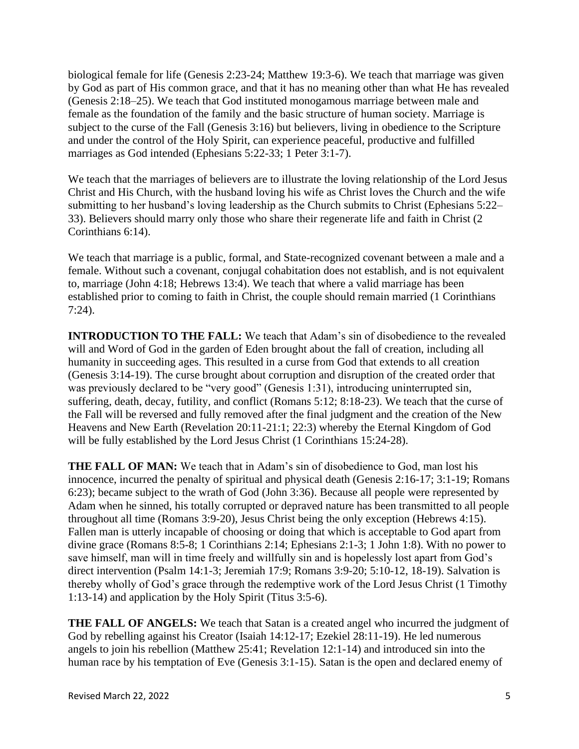biological female for life (Genesis 2:23-24; Matthew 19:3-6). We teach that marriage was given by God as part of His common grace, and that it has no meaning other than what He has revealed (Genesis 2:18–25). We teach that God instituted monogamous marriage between male and female as the foundation of the family and the basic structure of human society. Marriage is subject to the curse of the Fall (Genesis 3:16) but believers, living in obedience to the Scripture and under the control of the Holy Spirit, can experience peaceful, productive and fulfilled marriages as God intended (Ephesians 5:22-33; 1 Peter 3:1-7).

We teach that the marriages of believers are to illustrate the loving relationship of the Lord Jesus Christ and His Church, with the husband loving his wife as Christ loves the Church and the wife submitting to her husband's loving leadership as the Church submits to Christ (Ephesians 5:22–33). Believers should marry only those who share their regenerate life and faith in Christ (2 Corinthians 6:14).

We teach that marriage is a public, formal, and State-recognized covenant between a male and a female. Without such a covenant, conjugal cohabitation does not establish, and is not equivalent to, marriage (John 4:18; Hebrews 13:4). We teach that where a valid marriage has been established prior to coming to faith in Christ, the couple should remain married (1 Corinthians 7:24).

**INTRODUCTION TO THE FALL:** We teach that Adam's sin of disobedience to the revealed will and Word of God in the garden of Eden brought about the fall of creation, including all humanity in succeeding ages. This resulted in a curse from God that extends to all creation (Genesis 3:14-19). The curse brought about corruption and disruption of the created order that was previously declared to be "very good" (Genesis 1:31), introducing uninterrupted sin, suffering, death, decay, futility, and conflict (Romans 5:12; 8:18-23). We teach that the curse of the Fall will be reversed and fully removed after the final judgment and the creation of the New Heavens and New Earth (Revelation 20:11-21:1; 22:3) whereby the Eternal Kingdom of God will be fully established by the Lord Jesus Christ (1 Corinthians 15:24-28).

**THE FALL OF MAN:** We teach that in Adam's sin of disobedience to God, man lost his innocence, incurred the penalty of spiritual and physical death (Genesis 2:16-17; 3:1-19; Romans 6:23); became subject to the wrath of God (John 3:36). Because all people were represented by Adam when he sinned, his totally corrupted or depraved nature has been transmitted to all people throughout all time (Romans 3:9-20), Jesus Christ being the only exception (Hebrews 4:15). Fallen man is utterly incapable of choosing or doing that which is acceptable to God apart from divine grace (Romans 8:5-8; 1 Corinthians 2:14; Ephesians 2:1-3; 1 John 1:8). With no power to save himself, man will in time freely and willfully sin and is hopelessly lost apart from God's direct intervention (Psalm 14:1-3; Jeremiah 17:9; Romans 3:9-20; 5:10-12, 18-19). Salvation is thereby wholly of God's grace through the redemptive work of the Lord Jesus Christ (1 Timothy 1:13-14) and application by the Holy Spirit (Titus 3:5-6).

**THE FALL OF ANGELS:** We teach that Satan is a created angel who incurred the judgment of God by rebelling against his Creator (Isaiah 14:12-17; Ezekiel 28:11-19). He led numerous angels to join his rebellion (Matthew 25:41; Revelation 12:1-14) and introduced sin into the human race by his temptation of Eve (Genesis 3:1-15). Satan is the open and declared enemy of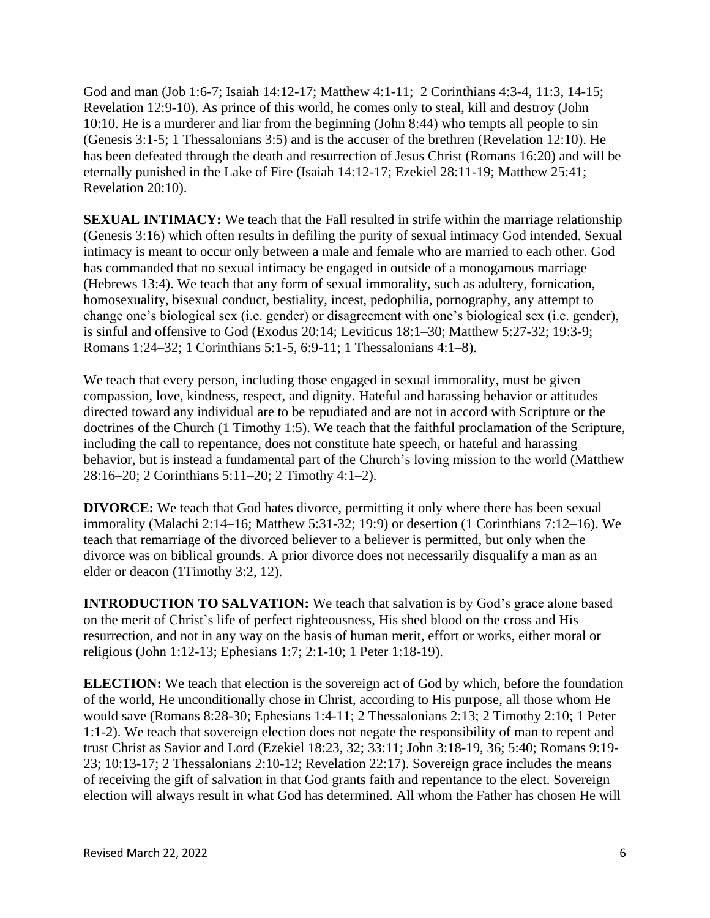God and man (Job 1:6-7; Isaiah 14:12-17; Matthew 4:1-11; 2 Corinthians 4:3-4, 11:3, 14-15; Revelation 12:9-10). As prince of this world, he comes only to steal, kill and destroy (John 10:10. He is a murderer and liar from the beginning (John 8:44) who tempts all people to sin (Genesis 3:1-5; 1 Thessalonians 3:5) and is the accuser of the brethren (Revelation 12:10). He has been defeated through the death and resurrection of Jesus Christ (Romans 16:20) and will be eternally punished in the Lake of Fire (Isaiah 14:12-17; Ezekiel 28:11-19; Matthew 25:41; Revelation 20:10).

**SEXUAL INTIMACY:** We teach that the Fall resulted in strife within the marriage relationship (Genesis 3:16) which often results in defiling the purity of sexual intimacy God intended. Sexual intimacy is meant to occur only between a male and female who are married to each other. God has commanded that no sexual intimacy be engaged in outside of a monogamous marriage (Hebrews 13:4). We teach that any form of sexual immorality, such as adultery, fornication, homosexuality, bisexual conduct, bestiality, incest, pedophilia, pornography, any attempt to change one's biological sex (i.e. gender) or disagreement with one's biological sex (i.e. gender), is sinful and offensive to God (Exodus 20:14; Leviticus 18:1–30; Matthew 5:27-32; 19:3-9; Romans 1:24–32; 1 Corinthians 5:1-5, 6:9-11; 1 Thessalonians 4:1–8).

We teach that every person, including those engaged in sexual immorality, must be given compassion, love, kindness, respect, and dignity. Hateful and harassing behavior or attitudes directed toward any individual are to be repudiated and are not in accord with Scripture or the doctrines of the Church (1 Timothy 1:5). We teach that the faithful proclamation of the Scripture, including the call to repentance, does not constitute hate speech, or hateful and harassing behavior, but is instead a fundamental part of the Church's loving mission to the world (Matthew 28:16–20; 2 Corinthians 5:11–20; 2 Timothy 4:1–2).

**DIVORCE:** We teach that God hates divorce, permitting it only where there has been sexual immorality (Malachi 2:14–16; Matthew 5:31-32; 19:9) or desertion (1 Corinthians 7:12–16). We teach that remarriage of the divorced believer to a believer is permitted, but only when the divorce was on biblical grounds. A prior divorce does not necessarily disqualify a man as an elder or deacon (1Timothy 3:2, 12).

**INTRODUCTION TO SALVATION:** We teach that salvation is by God's grace alone based on the merit of Christ's life of perfect righteousness, His shed blood on the cross and His resurrection, and not in any way on the basis of human merit, effort or works, either moral or religious (John 1:12-13; Ephesians 1:7; 2:1-10; 1 Peter 1:18-19).

**ELECTION:** We teach that election is the sovereign act of God by which, before the foundation of the world, He unconditionally chose in Christ, according to His purpose, all those whom He would save (Romans 8:28-30; Ephesians 1:4-11; 2 Thessalonians 2:13; 2 Timothy 2:10; 1 Peter 1:1-2). We teach that sovereign election does not negate the responsibility of man to repent and trust Christ as Savior and Lord (Ezekiel 18:23, 32; 33:11; John 3:18-19, 36; 5:40; Romans 9:19-23; 10:13-17; 2 Thessalonians 2:10-12; Revelation 22:17). Sovereign grace includes the means of receiving the gift of salvation in that God grants faith and repentance to the elect. Sovereign election will always result in what God has determined. All whom the Father has chosen He will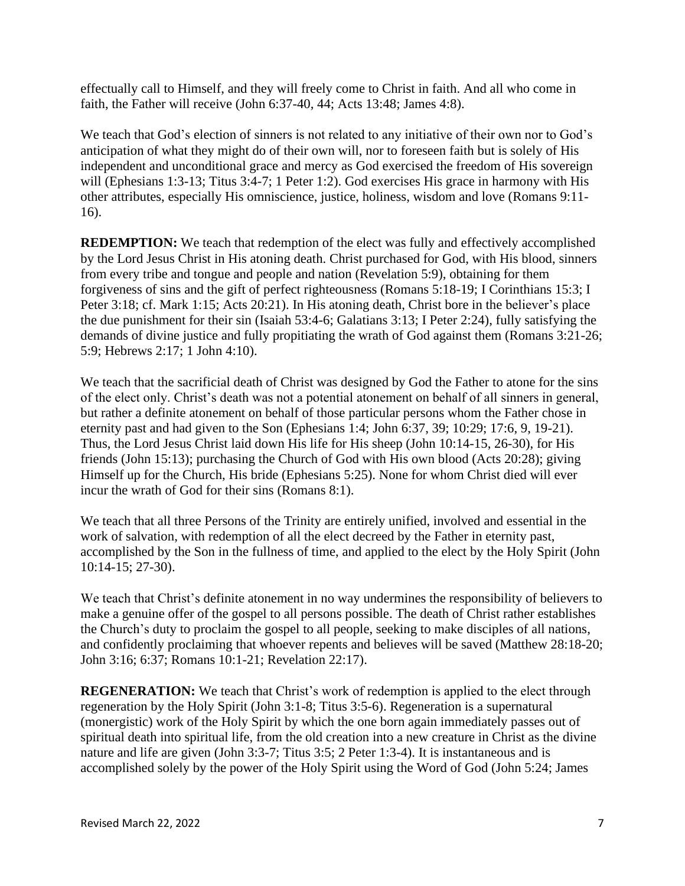effectually call to Himself, and they will freely come to Christ in faith. And all who come in faith, the Father will receive (John 6:37-40, 44; Acts 13:48; James 4:8).

We teach that God's election of sinners is not related to any initiative of their own nor to God's anticipation of what they might do of their own will, nor to foreseen faith but is solely of His independent and unconditional grace and mercy as God exercised the freedom of His sovereign will (Ephesians 1:3-13; Titus 3:4-7; 1 Peter 1:2). God exercises His grace in harmony with His other attributes, especially His omniscience, justice, holiness, wisdom and love (Romans 9:11-16).

**REDEMPTION:** We teach that redemption of the elect was fully and effectively accomplished by the Lord Jesus Christ in His atoning death. Christ purchased for God, with His blood, sinners from every tribe and tongue and people and nation (Revelation 5:9), obtaining for them forgiveness of sins and the gift of perfect righteousness (Romans 5:18-19; I Corinthians 15:3; I Peter 3:18; cf. Mark 1:15; Acts 20:21). In His atoning death, Christ bore in the believer's place the due punishment for their sin (Isaiah 53:4-6; Galatians 3:13; I Peter 2:24), fully satisfying the demands of divine justice and fully propitiating the wrath of God against them (Romans 3:21-26; 5:9; Hebrews 2:17; 1 John 4:10).

We teach that the sacrificial death of Christ was designed by God the Father to atone for the sins of the elect only. Christ's death was not a potential atonement on behalf of all sinners in general, but rather a definite atonement on behalf of those particular persons whom the Father chose in eternity past and had given to the Son (Ephesians 1:4; John 6:37, 39; 10:29; 17:6, 9, 19-21). Thus, the Lord Jesus Christ laid down His life for His sheep (John 10:14-15, 26-30), for His friends (John 15:13); purchasing the Church of God with His own blood (Acts 20:28); giving Himself up for the Church, His bride (Ephesians 5:25). None for whom Christ died will ever incur the wrath of God for their sins (Romans 8:1).

We teach that all three Persons of the Trinity are entirely unified, involved and essential in the work of salvation, with redemption of all the elect decreed by the Father in eternity past, accomplished by the Son in the fullness of time, and applied to the elect by the Holy Spirit (John 10:14-15; 27-30).

We teach that Christ's definite atonement in no way undermines the responsibility of believers to make a genuine offer of the gospel to all persons possible. The death of Christ rather establishes the Church's duty to proclaim the gospel to all people, seeking to make disciples of all nations, and confidently proclaiming that whoever repents and believes will be saved (Matthew 28:18-20; John 3:16; 6:37; Romans 10:1-21; Revelation 22:17).

**REGENERATION:** We teach that Christ's work of redemption is applied to the elect through regeneration by the Holy Spirit (John 3:1-8; Titus 3:5-6). Regeneration is a supernatural (monergistic) work of the Holy Spirit by which the one born again immediately passes out of spiritual death into spiritual life, from the old creation into a new creature in Christ as the divine nature and life are given (John 3:3-7; Titus 3:5; 2 Peter 1:3-4). It is instantaneous and is accomplished solely by the power of the Holy Spirit using the Word of God (John 5:24; James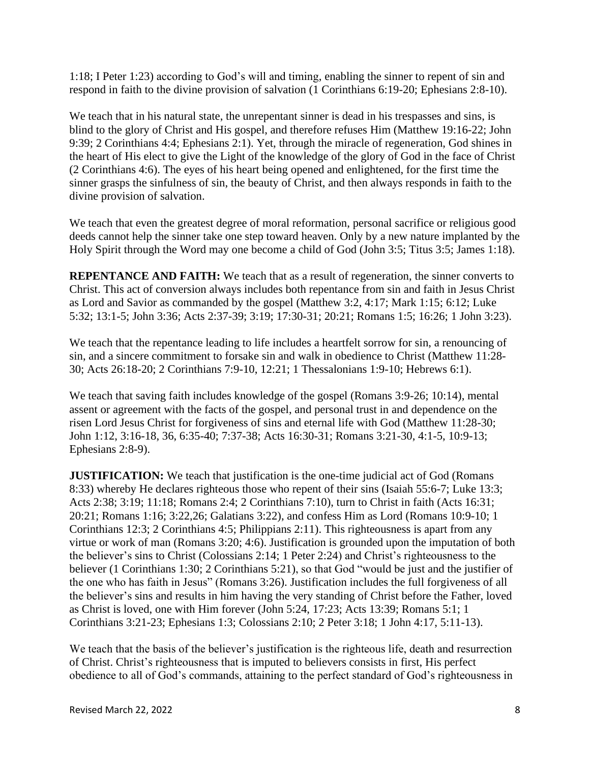1:18; I Peter 1:23) according to God's will and timing, enabling the sinner to repent of sin and respond in faith to the divine provision of salvation (1 Corinthians 6:19-20; Ephesians 2:8-10).

We teach that in his natural state, the unrepentant sinner is dead in his trespasses and sins, is blind to the glory of Christ and His gospel, and therefore refuses Him (Matthew 19:16-22; John 9:39; 2 Corinthians 4:4; Ephesians 2:1). Yet, through the miracle of regeneration, God shines in the heart of His elect to give the Light of the knowledge of the glory of God in the face of Christ (2 Corinthians 4:6). The eyes of his heart being opened and enlightened, for the first time the sinner grasps the sinfulness of sin, the beauty of Christ, and then always responds in faith to the divine provision of salvation.

We teach that even the greatest degree of moral reformation, personal sacrifice or religious good deeds cannot help the sinner take one step toward heaven. Only by a new nature implanted by the Holy Spirit through the Word may one become a child of God (John 3:5; Titus 3:5; James 1:18).

**REPENTANCE AND FAITH:** We teach that as a result of regeneration, the sinner converts to Christ. This act of conversion always includes both repentance from sin and faith in Jesus Christ as Lord and Savior as commanded by the gospel (Matthew 3:2, 4:17; Mark 1:15; 6:12; Luke 5:32; 13:1-5; John 3:36; Acts 2:37-39; 3:19; 17:30-31; 20:21; Romans 1:5; 16:26; 1 John 3:23).

We teach that the repentance leading to life includes a heartfelt sorrow for sin, a renouncing of sin, and a sincere commitment to forsake sin and walk in obedience to Christ (Matthew 11:28-30; Acts 26:18-20; 2 Corinthians 7:9-10, 12:21; 1 Thessalonians 1:9-10; Hebrews 6:1).

We teach that saving faith includes knowledge of the gospel (Romans 3:9-26; 10:14), mental assent or agreement with the facts of the gospel, and personal trust in and dependence on the risen Lord Jesus Christ for forgiveness of sins and eternal life with God (Matthew 11:28-30; John 1:12, 3:16-18, 36, 6:35-40; 7:37-38; Acts 16:30-31; Romans 3:21-30, 4:1-5, 10:9-13; Ephesians 2:8-9).

**JUSTIFICATION:** We teach that justification is the one-time judicial act of God (Romans 8:33) whereby He declares righteous those who repent of their sins (Isaiah 55:6-7; Luke 13:3; Acts 2:38; 3:19; 11:18; Romans 2:4; 2 Corinthians 7:10), turn to Christ in faith (Acts 16:31; 20:21; Romans 1:16; 3:22,26; Galatians 3:22), and confess Him as Lord (Romans 10:9-10; 1 Corinthians 12:3; 2 Corinthians 4:5; Philippians 2:11). This righteousness is apart from any virtue or work of man (Romans 3:20; 4:6). Justification is grounded upon the imputation of both the believer's sins to Christ (Colossians 2:14; 1 Peter 2:24) and Christ's righteousness to the believer (1 Corinthians 1:30; 2 Corinthians 5:21), so that God "would be just and the justifier of the one who has faith in Jesus" (Romans 3:26). Justification includes the full forgiveness of all the believer's sins and results in him having the very standing of Christ before the Father, loved as Christ is loved, one with Him forever (John 5:24, 17:23; Acts 13:39; Romans 5:1; 1 Corinthians 3:21-23; Ephesians 1:3; Colossians 2:10; 2 Peter 3:18; 1 John 4:17, 5:11-13).

We teach that the basis of the believer's justification is the righteous life, death and resurrection of Christ. Christ's righteousness that is imputed to believers consists in first, His perfect obedience to all of God's commands, attaining to the perfect standard of God's righteousness in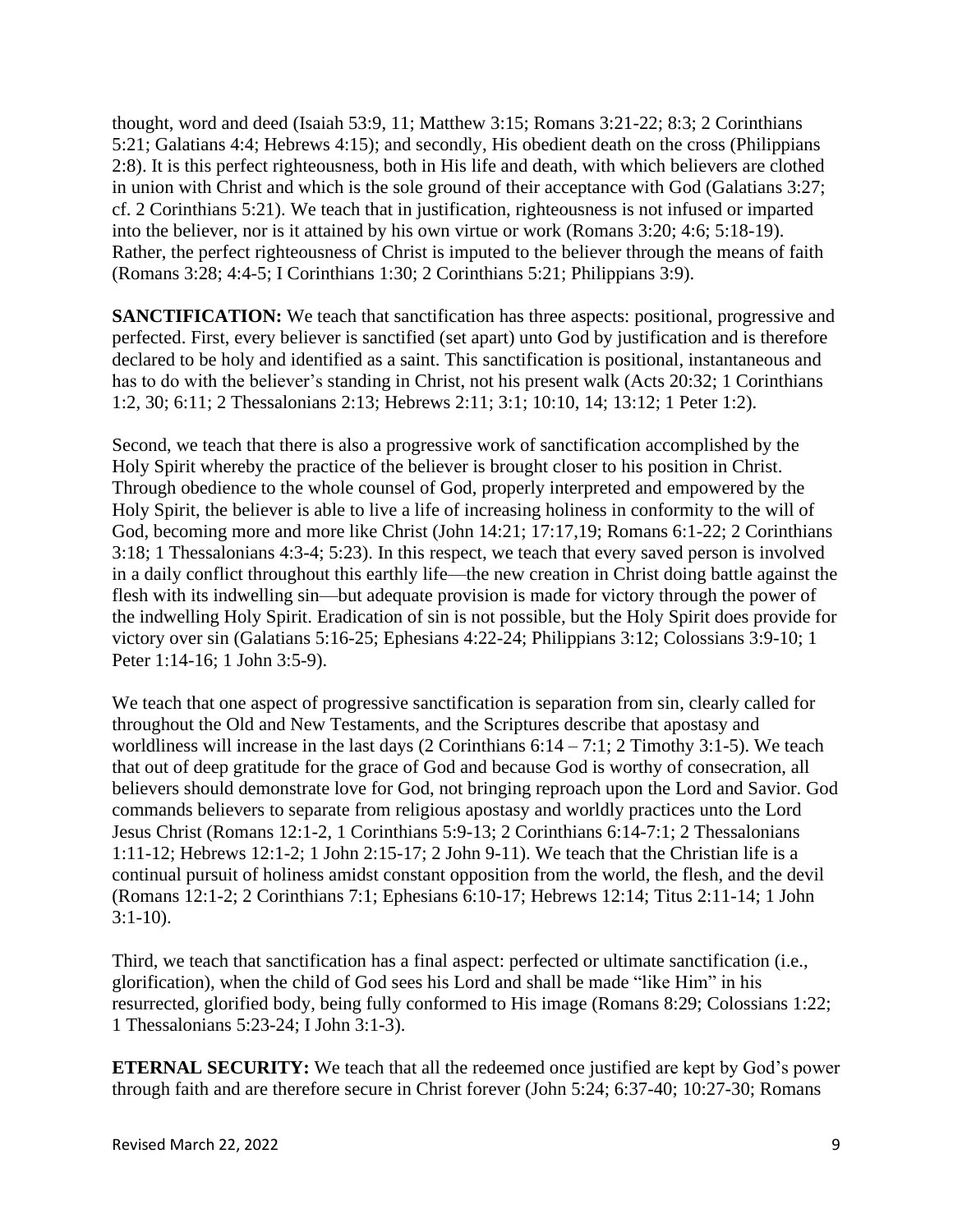thought, word and deed (Isaiah 53:9, 11; Matthew 3:15; Romans 3:21-22; 8:3; 2 Corinthians 5:21; Galatians 4:4; Hebrews 4:15); and secondly, His obedient death on the cross (Philippians 2:8). It is this perfect righteousness, both in His life and death, with which believers are clothed in union with Christ and which is the sole ground of their acceptance with God (Galatians 3:27; cf. 2 Corinthians 5:21). We teach that in justification, righteousness is not infused or imparted into the believer, nor is it attained by his own virtue or work (Romans 3:20; 4:6; 5:18-19). Rather, the perfect righteousness of Christ is imputed to the believer through the means of faith (Romans 3:28; 4:4-5; I Corinthians 1:30; 2 Corinthians 5:21; Philippians 3:9).

**SANCTIFICATION:** We teach that sanctification has three aspects: positional, progressive and perfected. First, every believer is sanctified (set apart) unto God by justification and is therefore declared to be holy and identified as a saint. This sanctification is positional, instantaneous and has to do with the believer's standing in Christ, not his present walk (Acts 20:32; 1 Corinthians 1:2, 30; 6:11; 2 Thessalonians 2:13; Hebrews 2:11; 3:1; 10:10, 14; 13:12; 1 Peter 1:2).

Second, we teach that there is also a progressive work of sanctification accomplished by the Holy Spirit whereby the practice of the believer is brought closer to his position in Christ. Through obedience to the whole counsel of God, properly interpreted and empowered by the Holy Spirit, the believer is able to live a life of increasing holiness in conformity to the will of God, becoming more and more like Christ (John 14:21; 17:17,19; Romans 6:1-22; 2 Corinthians 3:18; 1 Thessalonians 4:3-4; 5:23). In this respect, we teach that every saved person is involved in a daily conflict throughout this earthly life—the new creation in Christ doing battle against the flesh with its indwelling sin—but adequate provision is made for victory through the power of the indwelling Holy Spirit. Eradication of sin is not possible, but the Holy Spirit does provide for victory over sin (Galatians 5:16-25; Ephesians 4:22-24; Philippians 3:12; Colossians 3:9-10; 1 Peter 1:14-16; 1 John 3:5-9).

We teach that one aspect of progressive sanctification is separation from sin, clearly called for throughout the Old and New Testaments, and the Scriptures describe that apostasy and worldliness will increase in the last days (2 Corinthians 6:14 – 7:1; 2 Timothy 3:1-5). We teach that out of deep gratitude for the grace of God and because God is worthy of consecration, all believers should demonstrate love for God, not bringing reproach upon the Lord and Savior. God commands believers to separate from religious apostasy and worldly practices unto the Lord Jesus Christ (Romans 12:1-2, 1 Corinthians 5:9-13; 2 Corinthians 6:14-7:1; 2 Thessalonians 1:11-12; Hebrews 12:1-2; 1 John 2:15-17; 2 John 9-11). We teach that the Christian life is a continual pursuit of holiness amidst constant opposition from the world, the flesh, and the devil (Romans 12:1-2; 2 Corinthians 7:1; Ephesians 6:10-17; Hebrews 12:14; Titus 2:11-14; 1 John 3:1-10).

Third, we teach that sanctification has a final aspect: perfected or ultimate sanctification (i.e., glorification), when the child of God sees his Lord and shall be made "like Him" in his resurrected, glorified body, being fully conformed to His image (Romans 8:29; Colossians 1:22; 1 Thessalonians 5:23-24; I John 3:1-3).

**ETERNAL SECURITY:** We teach that all the redeemed once justified are kept by God's power through faith and are therefore secure in Christ forever (John 5:24; 6:37-40; 10:27-30; Romans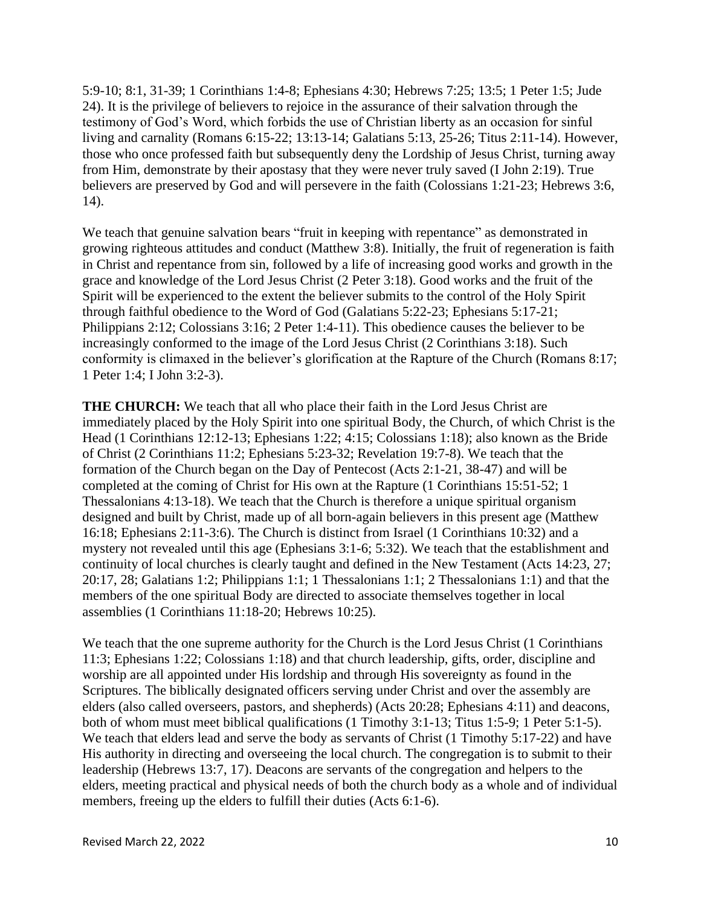5:9-10; 8:1, 31-39; 1 Corinthians 1:4-8; Ephesians 4:30; Hebrews 7:25; 13:5; 1 Peter 1:5; Jude 24). It is the privilege of believers to rejoice in the assurance of their salvation through the testimony of God's Word, which forbids the use of Christian liberty as an occasion for sinful living and carnality (Romans 6:15-22; 13:13-14; Galatians 5:13, 25-26; Titus 2:11-14). However, those who once professed faith but subsequently deny the Lordship of Jesus Christ, turning away from Him, demonstrate by their apostasy that they were never truly saved (I John 2:19). True believers are preserved by God and will persevere in the faith (Colossians 1:21-23; Hebrews 3:6, 14).

We teach that genuine salvation bears "fruit in keeping with repentance" as demonstrated in growing righteous attitudes and conduct (Matthew 3:8). Initially, the fruit of regeneration is faith in Christ and repentance from sin, followed by a life of increasing good works and growth in the grace and knowledge of the Lord Jesus Christ (2 Peter 3:18). Good works and the fruit of the Spirit will be experienced to the extent the believer submits to the control of the Holy Spirit through faithful obedience to the Word of God (Galatians 5:22-23; Ephesians 5:17-21; Philippians 2:12; Colossians 3:16; 2 Peter 1:4-11). This obedience causes the believer to be increasingly conformed to the image of the Lord Jesus Christ (2 Corinthians 3:18). Such conformity is climaxed in the believer's glorification at the Rapture of the Church (Romans 8:17; 1 Peter 1:4; I John 3:2-3).

**THE CHURCH:** We teach that all who place their faith in the Lord Jesus Christ are immediately placed by the Holy Spirit into one spiritual Body, the Church, of which Christ is the Head (1 Corinthians 12:12-13; Ephesians 1:22; 4:15; Colossians 1:18); also known as the Bride of Christ (2 Corinthians 11:2; Ephesians 5:23-32; Revelation 19:7-8). We teach that the formation of the Church began on the Day of Pentecost (Acts 2:1-21, 38-47) and will be completed at the coming of Christ for His own at the Rapture (1 Corinthians 15:51-52; 1 Thessalonians 4:13-18). We teach that the Church is therefore a unique spiritual organism designed and built by Christ, made up of all born-again believers in this present age (Matthew 16:18; Ephesians 2:11-3:6). The Church is distinct from Israel (1 Corinthians 10:32) and a mystery not revealed until this age (Ephesians 3:1-6; 5:32). We teach that the establishment and continuity of local churches is clearly taught and defined in the New Testament (Acts 14:23, 27; 20:17, 28; Galatians 1:2; Philippians 1:1; 1 Thessalonians 1:1; 2 Thessalonians 1:1) and that the members of the one spiritual Body are directed to associate themselves together in local assemblies (1 Corinthians 11:18-20; Hebrews 10:25).

We teach that the one supreme authority for the Church is the Lord Jesus Christ (1 Corinthians 11:3; Ephesians 1:22; Colossians 1:18) and that church leadership, gifts, order, discipline and worship are all appointed under His lordship and through His sovereignty as found in the Scriptures. The biblically designated officers serving under Christ and over the assembly are elders (also called overseers, pastors, and shepherds) (Acts 20:28; Ephesians 4:11) and deacons, both of whom must meet biblical qualifications (1 Timothy 3:1-13; Titus 1:5-9; 1 Peter 5:1-5). We teach that elders lead and serve the body as servants of Christ (1 Timothy 5:17-22) and have His authority in directing and overseeing the local church. The congregation is to submit to their leadership (Hebrews 13:7, 17). Deacons are servants of the congregation and helpers to the elders, meeting practical and physical needs of both the church body as a whole and of individual members, freeing up the elders to fulfill their duties (Acts 6:1-6).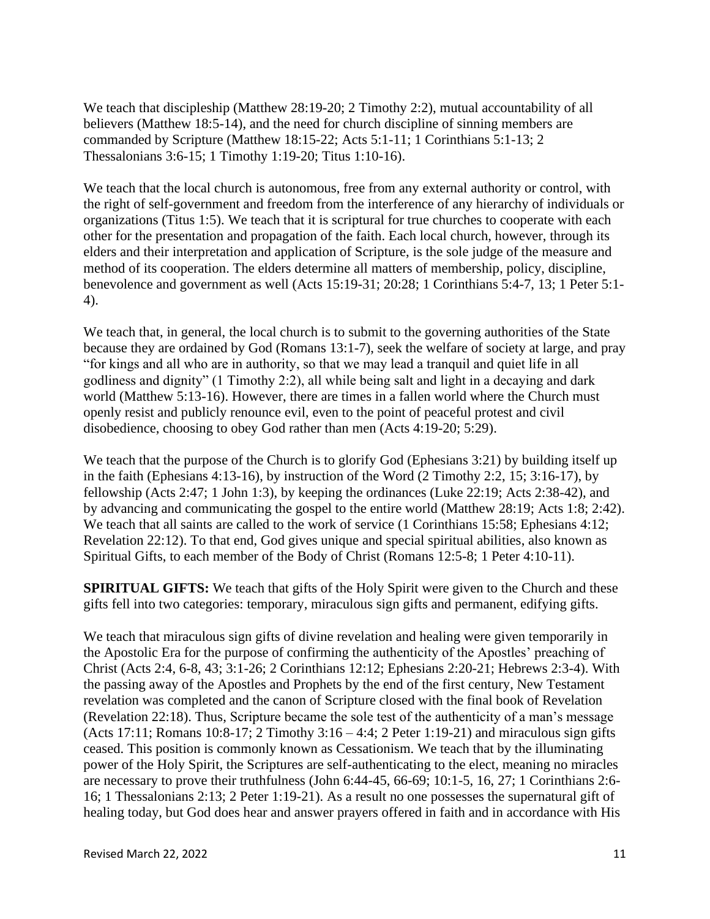We teach that discipleship (Matthew 28:19-20; 2 Timothy 2:2), mutual accountability of all believers (Matthew 18:5-14), and the need for church discipline of sinning members are commanded by Scripture (Matthew 18:15-22; Acts 5:1-11; 1 Corinthians 5:1-13; 2 Thessalonians 3:6-15; 1 Timothy 1:19-20; Titus 1:10-16).

We teach that the local church is autonomous, free from any external authority or control, with the right of self-government and freedom from the interference of any hierarchy of individuals or organizations (Titus 1:5). We teach that it is scriptural for true churches to cooperate with each other for the presentation and propagation of the faith. Each local church, however, through its elders and their interpretation and application of Scripture, is the sole judge of the measure and method of its cooperation. The elders determine all matters of membership, policy, discipline, benevolence and government as well (Acts 15:19-31; 20:28; 1 Corinthians 5:4-7, 13; 1 Peter 5:1-4).

We teach that, in general, the local church is to submit to the governing authorities of the State because they are ordained by God (Romans 13:1-7), seek the welfare of society at large, and pray "for kings and all who are in authority, so that we may lead a tranquil and quiet life in all godliness and dignity" (1 Timothy 2:2), all while being salt and light in a decaying and dark world (Matthew 5:13-16). However, there are times in a fallen world where the Church must openly resist and publicly renounce evil, even to the point of peaceful protest and civil disobedience, choosing to obey God rather than men (Acts 4:19-20; 5:29).

We teach that the purpose of the Church is to glorify God (Ephesians 3:21) by building itself up in the faith (Ephesians 4:13-16), by instruction of the Word (2 Timothy 2:2, 15; 3:16-17), by fellowship (Acts 2:47; 1 John 1:3), by keeping the ordinances (Luke 22:19; Acts 2:38-42), and by advancing and communicating the gospel to the entire world (Matthew 28:19; Acts 1:8; 2:42). We teach that all saints are called to the work of service (1 Corinthians 15:58; Ephesians 4:12; Revelation 22:12). To that end, God gives unique and special spiritual abilities, also known as Spiritual Gifts, to each member of the Body of Christ (Romans 12:5-8; 1 Peter 4:10-11).

**SPIRITUAL GIFTS:** We teach that gifts of the Holy Spirit were given to the Church and these gifts fell into two categories: temporary, miraculous sign gifts and permanent, edifying gifts.

We teach that miraculous sign gifts of divine revelation and healing were given temporarily in the Apostolic Era for the purpose of confirming the authenticity of the Apostles' preaching of Christ (Acts 2:4, 6-8, 43; 3:1-26; 2 Corinthians 12:12; Ephesians 2:20-21; Hebrews 2:3-4). With the passing away of the Apostles and Prophets by the end of the first century, New Testament revelation was completed and the canon of Scripture closed with the final book of Revelation (Revelation 22:18). Thus, Scripture became the sole test of the authenticity of a man's message (Acts 17:11; Romans 10:8-17; 2 Timothy 3:16 – 4:4; 2 Peter 1:19-21) and miraculous sign gifts ceased. This position is commonly known as Cessationism. We teach that by the illuminating power of the Holy Spirit, the Scriptures are self-authenticating to the elect, meaning no miracles are necessary to prove their truthfulness (John 6:44-45, 66-69; 10:1-5, 16, 27; 1 Corinthians 2:6-16; 1 Thessalonians 2:13; 2 Peter 1:19-21). As a result no one possesses the supernatural gift of healing today, but God does hear and answer prayers offered in faith and in accordance with His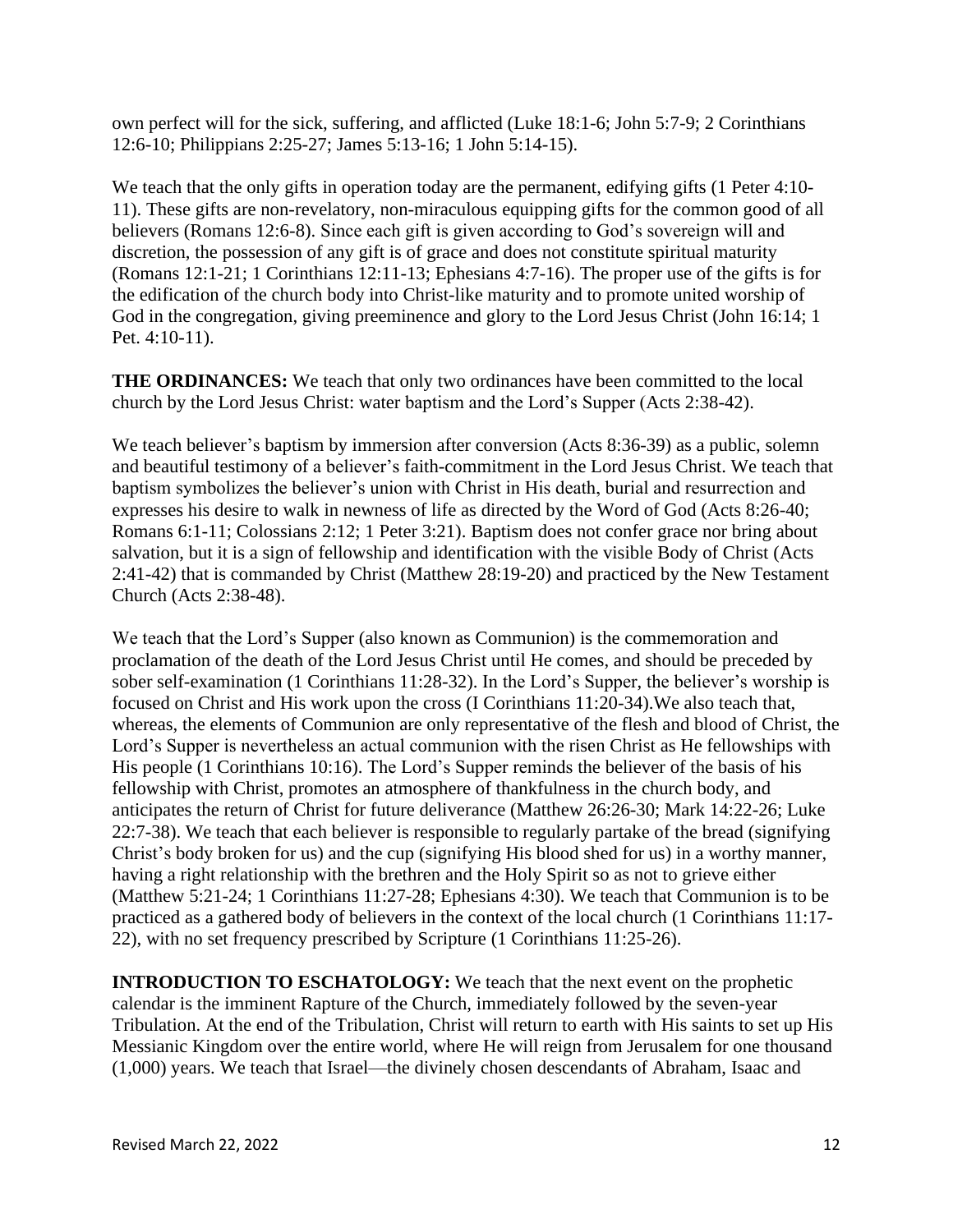own perfect will for the sick, suffering, and afflicted (Luke 18:1-6; John 5:7-9; 2 Corinthians 12:6-10; Philippians 2:25-27; James 5:13-16; 1 John 5:14-15).

We teach that the only gifts in operation today are the permanent, edifying gifts (1 Peter 4:10-11). These gifts are non-revelatory, non-miraculous equipping gifts for the common good of all believers (Romans 12:6-8). Since each gift is given according to God's sovereign will and discretion, the possession of any gift is of grace and does not constitute spiritual maturity (Romans 12:1-21; 1 Corinthians 12:11-13; Ephesians 4:7-16). The proper use of the gifts is for the edification of the church body into Christ-like maturity and to promote united worship of God in the congregation, giving preeminence and glory to the Lord Jesus Christ (John 16:14; 1 Pet. 4:10-11).

**THE ORDINANCES:** We teach that only two ordinances have been committed to the local church by the Lord Jesus Christ: water baptism and the Lord's Supper (Acts 2:38-42).

We teach believer's baptism by immersion after conversion (Acts 8:36-39) as a public, solemn and beautiful testimony of a believer's faith-commitment in the Lord Jesus Christ. We teach that baptism symbolizes the believer's union with Christ in His death, burial and resurrection and expresses his desire to walk in newness of life as directed by the Word of God (Acts 8:26-40; Romans 6:1-11; Colossians 2:12; 1 Peter 3:21). Baptism does not confer grace nor bring about salvation, but it is a sign of fellowship and identification with the visible Body of Christ (Acts 2:41-42) that is commanded by Christ (Matthew 28:19-20) and practiced by the New Testament Church (Acts 2:38-48).

We teach that the Lord's Supper (also known as Communion) is the commemoration and proclamation of the death of the Lord Jesus Christ until He comes, and should be preceded by sober self-examination (1 Corinthians 11:28-32). In the Lord's Supper, the believer's worship is focused on Christ and His work upon the cross (I Corinthians 11:20-34).We also teach that, whereas, the elements of Communion are only representative of the flesh and blood of Christ, the Lord's Supper is nevertheless an actual communion with the risen Christ as He fellowships with His people (1 Corinthians 10:16). The Lord's Supper reminds the believer of the basis of his fellowship with Christ, promotes an atmosphere of thankfulness in the church body, and anticipates the return of Christ for future deliverance (Matthew 26:26-30; Mark 14:22-26; Luke 22:7-38). We teach that each believer is responsible to regularly partake of the bread (signifying Christ's body broken for us) and the cup (signifying His blood shed for us) in a worthy manner, having a right relationship with the brethren and the Holy Spirit so as not to grieve either (Matthew 5:21-24; 1 Corinthians 11:27-28; Ephesians 4:30). We teach that Communion is to be practiced as a gathered body of believers in the context of the local church (1 Corinthians 11:17-22), with no set frequency prescribed by Scripture (1 Corinthians 11:25-26).

**INTRODUCTION TO ESCHATOLOGY:** We teach that the next event on the prophetic calendar is the imminent Rapture of the Church, immediately followed by the seven-year Tribulation. At the end of the Tribulation, Christ will return to earth with His saints to set up His Messianic Kingdom over the entire world, where He will reign from Jerusalem for one thousand (1,000) years. We teach that Israel—the divinely chosen descendants of Abraham, Isaac and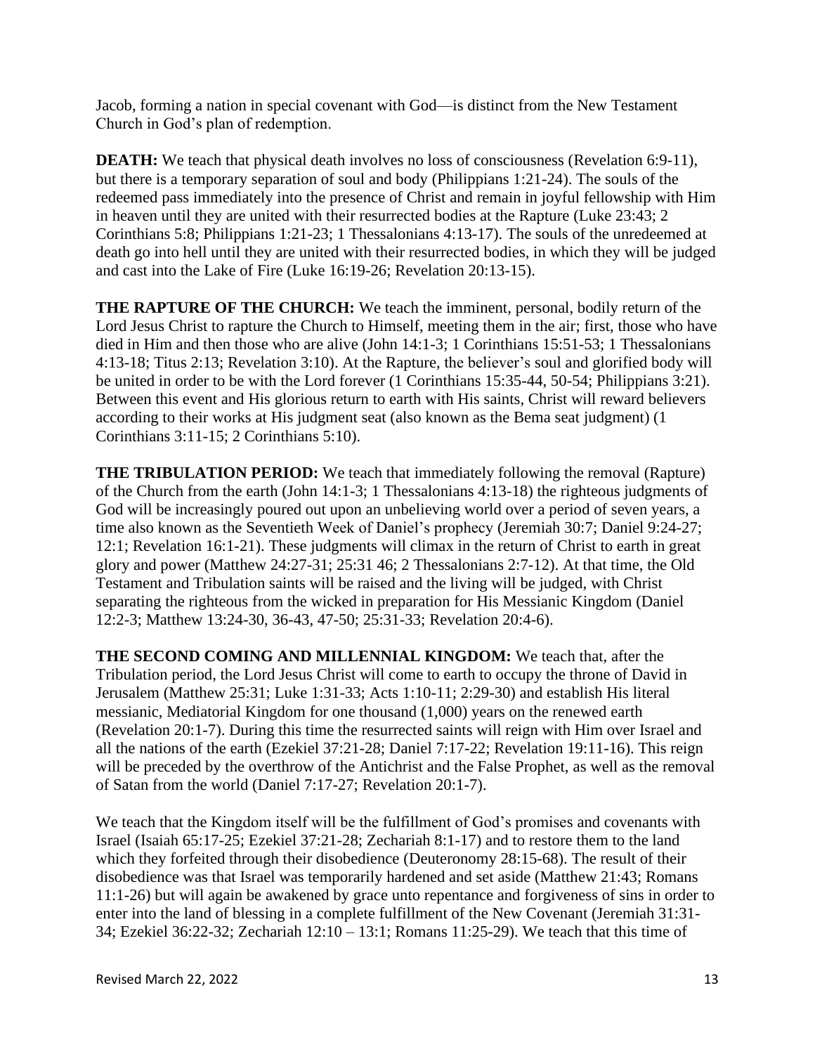Jacob, forming a nation in special covenant with God—is distinct from the New Testament Church in God's plan of redemption.

**DEATH:** We teach that physical death involves no loss of consciousness (Revelation 6:9-11), but there is a temporary separation of soul and body (Philippians 1:21-24). The souls of the redeemed pass immediately into the presence of Christ and remain in joyful fellowship with Him in heaven until they are united with their resurrected bodies at the Rapture (Luke 23:43; 2 Corinthians 5:8; Philippians 1:21-23; 1 Thessalonians 4:13-17). The souls of the unredeemed at death go into hell until they are united with their resurrected bodies, in which they will be judged and cast into the Lake of Fire (Luke 16:19-26; Revelation 20:13-15).

**THE RAPTURE OF THE CHURCH:** We teach the imminent, personal, bodily return of the Lord Jesus Christ to rapture the Church to Himself, meeting them in the air; first, those who have died in Him and then those who are alive (John 14:1-3; 1 Corinthians 15:51-53; 1 Thessalonians 4:13-18; Titus 2:13; Revelation 3:10). At the Rapture, the believer's soul and glorified body will be united in order to be with the Lord forever (1 Corinthians 15:35-44, 50-54; Philippians 3:21). Between this event and His glorious return to earth with His saints, Christ will reward believers according to their works at His judgment seat (also known as the Bema seat judgment) (1 Corinthians 3:11-15; 2 Corinthians 5:10).

**THE TRIBULATION PERIOD:** We teach that immediately following the removal (Rapture) of the Church from the earth (John 14:1-3; 1 Thessalonians 4:13-18) the righteous judgments of God will be increasingly poured out upon an unbelieving world over a period of seven years, a time also known as the Seventieth Week of Daniel's prophecy (Jeremiah 30:7; Daniel 9:24-27; 12:1; Revelation 16:1-21). These judgments will climax in the return of Christ to earth in great glory and power (Matthew 24:27-31; 25:31 46; 2 Thessalonians 2:7-12). At that time, the Old Testament and Tribulation saints will be raised and the living will be judged, with Christ separating the righteous from the wicked in preparation for His Messianic Kingdom (Daniel 12:2-3; Matthew 13:24-30, 36-43, 47-50; 25:31-33; Revelation 20:4-6).

**THE SECOND COMING AND MILLENNIAL KINGDOM:** We teach that, after the Tribulation period, the Lord Jesus Christ will come to earth to occupy the throne of David in Jerusalem (Matthew 25:31; Luke 1:31-33; Acts 1:10-11; 2:29-30) and establish His literal messianic, Mediatorial Kingdom for one thousand (1,000) years on the renewed earth (Revelation 20:1-7). During this time the resurrected saints will reign with Him over Israel and all the nations of the earth (Ezekiel 37:21-28; Daniel 7:17-22; Revelation 19:11-16). This reign will be preceded by the overthrow of the Antichrist and the False Prophet, as well as the removal of Satan from the world (Daniel 7:17-27; Revelation 20:1-7).

We teach that the Kingdom itself will be the fulfillment of God's promises and covenants with Israel (Isaiah 65:17-25; Ezekiel 37:21-28; Zechariah 8:1-17) and to restore them to the land which they forfeited through their disobedience (Deuteronomy 28:15-68). The result of their disobedience was that Israel was temporarily hardened and set aside (Matthew 21:43; Romans 11:1-26) but will again be awakened by grace unto repentance and forgiveness of sins in order to enter into the land of blessing in a complete fulfillment of the New Covenant (Jeremiah 31:31-34; Ezekiel 36:22-32; Zechariah 12:10 – 13:1; Romans 11:25-29). We teach that this time of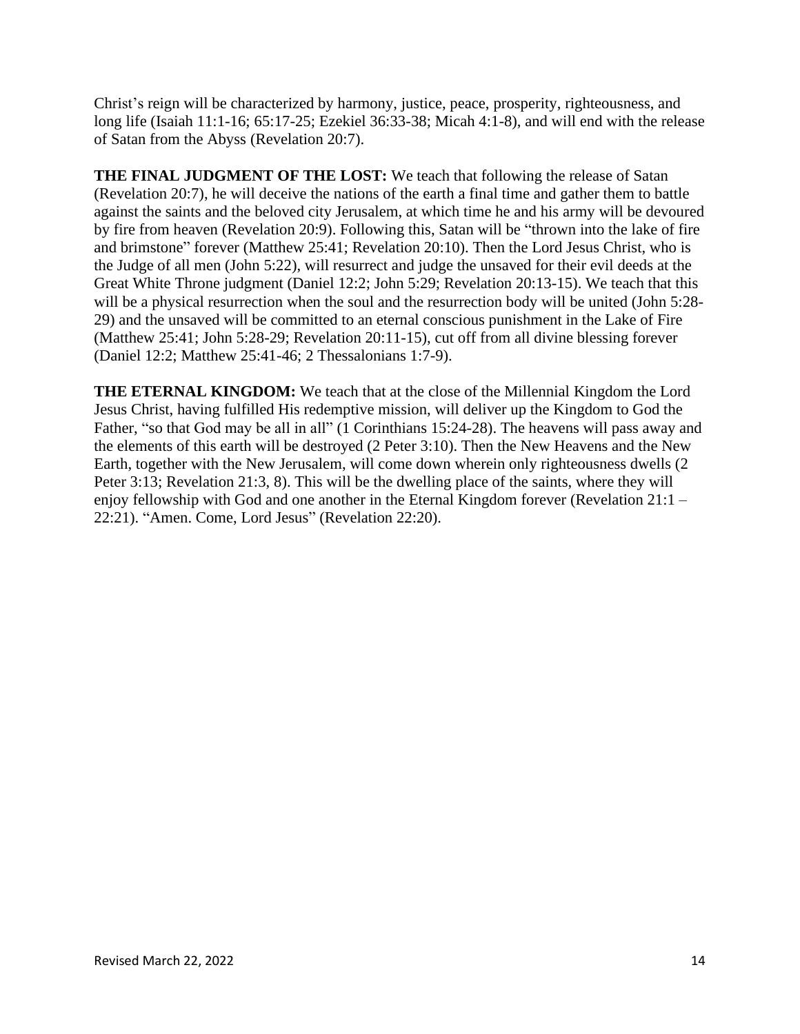Christ's reign will be characterized by harmony, justice, peace, prosperity, righteousness, and long life (Isaiah 11:1-16; 65:17-25; Ezekiel 36:33-38; Micah 4:1-8), and will end with the release of Satan from the Abyss (Revelation 20:7).

**THE FINAL JUDGMENT OF THE LOST:** We teach that following the release of Satan (Revelation 20:7), he will deceive the nations of the earth a final time and gather them to battle against the saints and the beloved city Jerusalem, at which time he and his army will be devoured by fire from heaven (Revelation 20:9). Following this, Satan will be "thrown into the lake of fire and brimstone" forever (Matthew 25:41; Revelation 20:10). Then the Lord Jesus Christ, who is the Judge of all men (John 5:22), will resurrect and judge the unsaved for their evil deeds at the Great White Throne judgment (Daniel 12:2; John 5:29; Revelation 20:13-15). We teach that this will be a physical resurrection when the soul and the resurrection body will be united (John 5:28-29) and the unsaved will be committed to an eternal conscious punishment in the Lake of Fire (Matthew 25:41; John 5:28-29; Revelation 20:11-15), cut off from all divine blessing forever (Daniel 12:2; Matthew 25:41-46; 2 Thessalonians 1:7-9).

**THE ETERNAL KINGDOM:** We teach that at the close of the Millennial Kingdom the Lord Jesus Christ, having fulfilled His redemptive mission, will deliver up the Kingdom to God the Father, "so that God may be all in all" (1 Corinthians 15:24-28). The heavens will pass away and the elements of this earth will be destroyed (2 Peter 3:10). Then the New Heavens and the New Earth, together with the New Jerusalem, will come down wherein only righteousness dwells (2 Peter 3:13; Revelation 21:3, 8). This will be the dwelling place of the saints, where they will enjoy fellowship with God and one another in the Eternal Kingdom forever (Revelation 21:1 – 22:21). "Amen. Come, Lord Jesus" (Revelation 22:20).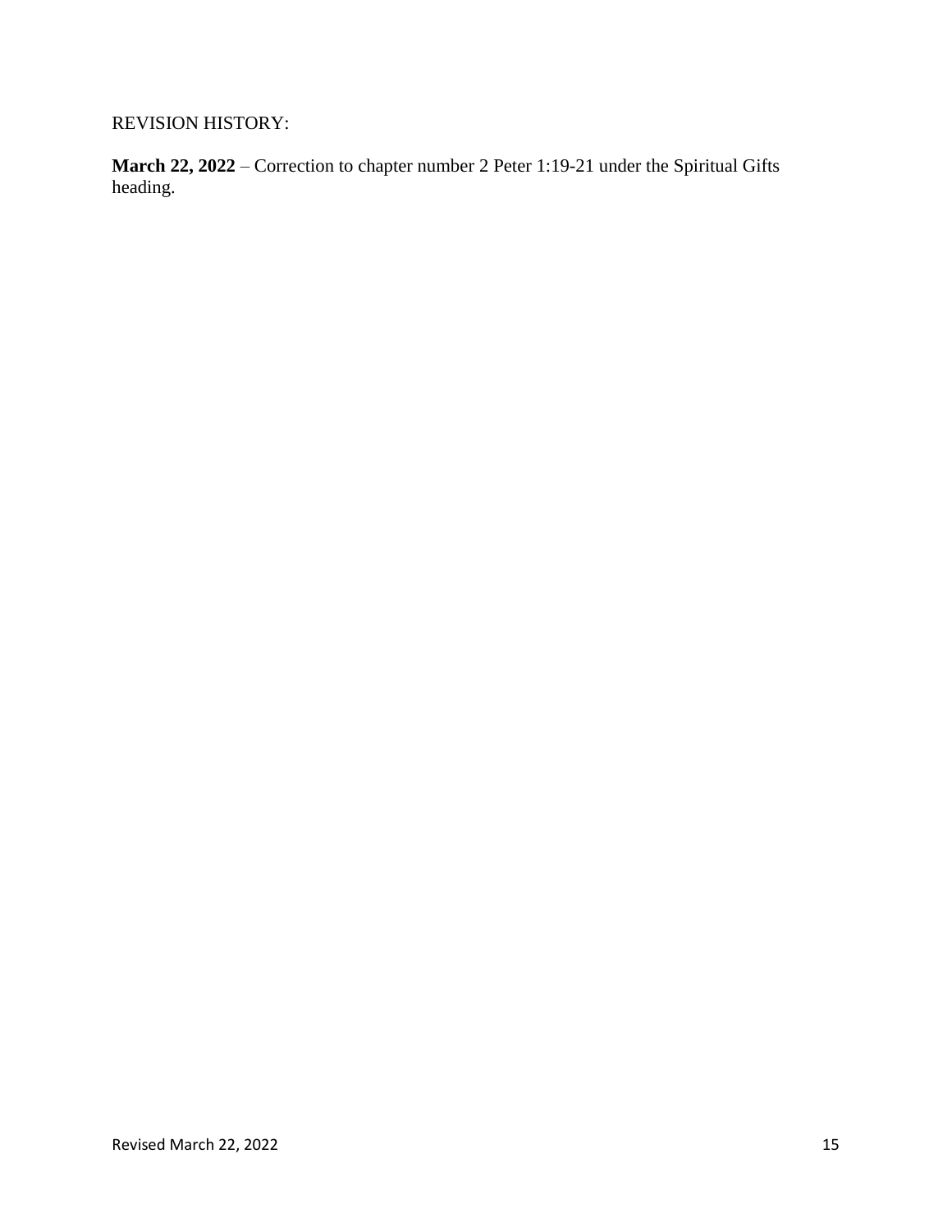REVISION HISTORY:

**March 22, 2022** – Correction to chapter number 2 Peter 1:19-21 under the Spiritual Gifts heading.